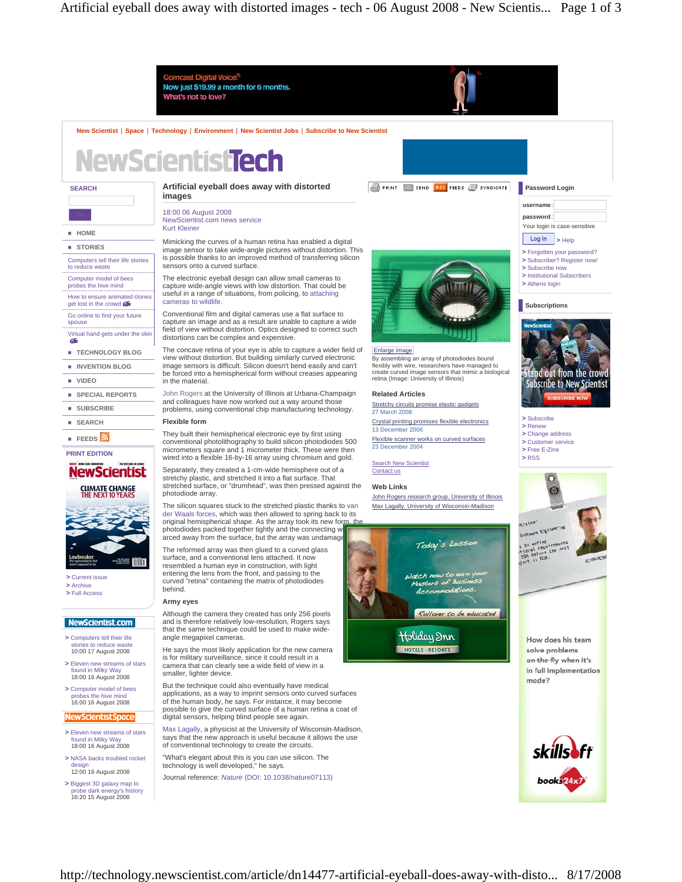# Artificial eyeball does away with distorted images

18:00 06 August 2008
NewScientist.com news service
Kurt Kleiner

Mimicking the curves of a human retina has enabled a digital image sensor to take wide-angle pictures without distortion. This is possible thanks to an improved method of transferring silicon sensors onto a curved surface.

The electronic eyeball design can allow small cameras to capture wide-angle views with low distortion. That could be useful in a range of situations, from policing, to attaching cameras to wildlife.

Conventional film and digital cameras use a flat surface to capture an image and as a result are unable to capture a wide field of view without distortion. Optics designed to correct such distortions can be complex and expensive.

The concave retina of your eye is able to capture a wider field of view without distortion. But building similarly curved electronic image sensors is difficult. Silicon doesn't bend easily and can't be forced into a hemispherical form without creases appearing in the material.

John Rogers at the University of Illinois at Urbana-Champaign and colleagues have now worked out a way around those problems, using conventional chip manufacturing technology.

## Flexible form

They built their hemispherical electronic eye by first using conventional photolithography to build silicon photodiodes 500 micrometers square and 1 micrometer thick. These were then wired into a flexible 16-by-16 array using chromium and gold.

Separately, they created a 1-cm-wide hemisphere out of a stretchy plastic, and stretched it into a flat surface. That stretched surface, or "drumhead", was then pressed against the photodiode array.

The silicon squares stuck to the stretched plastic thanks to van der Waals forces, which was then allowed to spring back to its original hemispherical shape. As the array took its new form, the photodiodes packed together tightly and the connecting wires arced away from the surface, but the array was undamaged.

The reformed array was then glued to a curved glass surface, and a conventional lens attached. It now resembled a human eye in construction, with light entering the lens from the front, and passing to the curved "retina" containing the matrix of photodiodes behind.

## Army eyes

Although the camera they created has only 256 pixels and is therefore relatively low-resolution, Rogers says that the same technique could be used to make wide-angle megapixel cameras.

He says the most likely application for the new camera is for military surveillance, since it could result in a camera that can clearly see a wide field of view in a smaller, lighter device.

But the technique could also eventually have medical applications, as a way to imprint sensors onto curved surfaces of the human body, he says. For instance, it may become possible to give the curved surface of a human retina a coat of digital sensors, helping blind people see again.

Max Lagally, a physicist at the University of Wisconsin-Madison, says that the new approach is useful because it allows the use of conventional technology to create the circuits.

"What's elegant about this is you can use silicon. The technology is well developed," he says.

Journal reference: *Nature* (DOI: 10.1038/nature07113)

Enlarge image

By assembling an array of photodiodes bound flexibly with wire, researchers have managed to create curved image sensors that mimic a biological retina (Image: University of Illinois)

### Related Articles

- Stretchy circuits promise elastic gadgets — 27 March 2008
- Crystal printing promises flexible electronics — 13 December 2006
- Flexible scanner works on curved surfaces — 23 December 2004

### Web Links

- John Rogers research group, University of Illinois
- Max Lagally, University of Wisconsin-Madison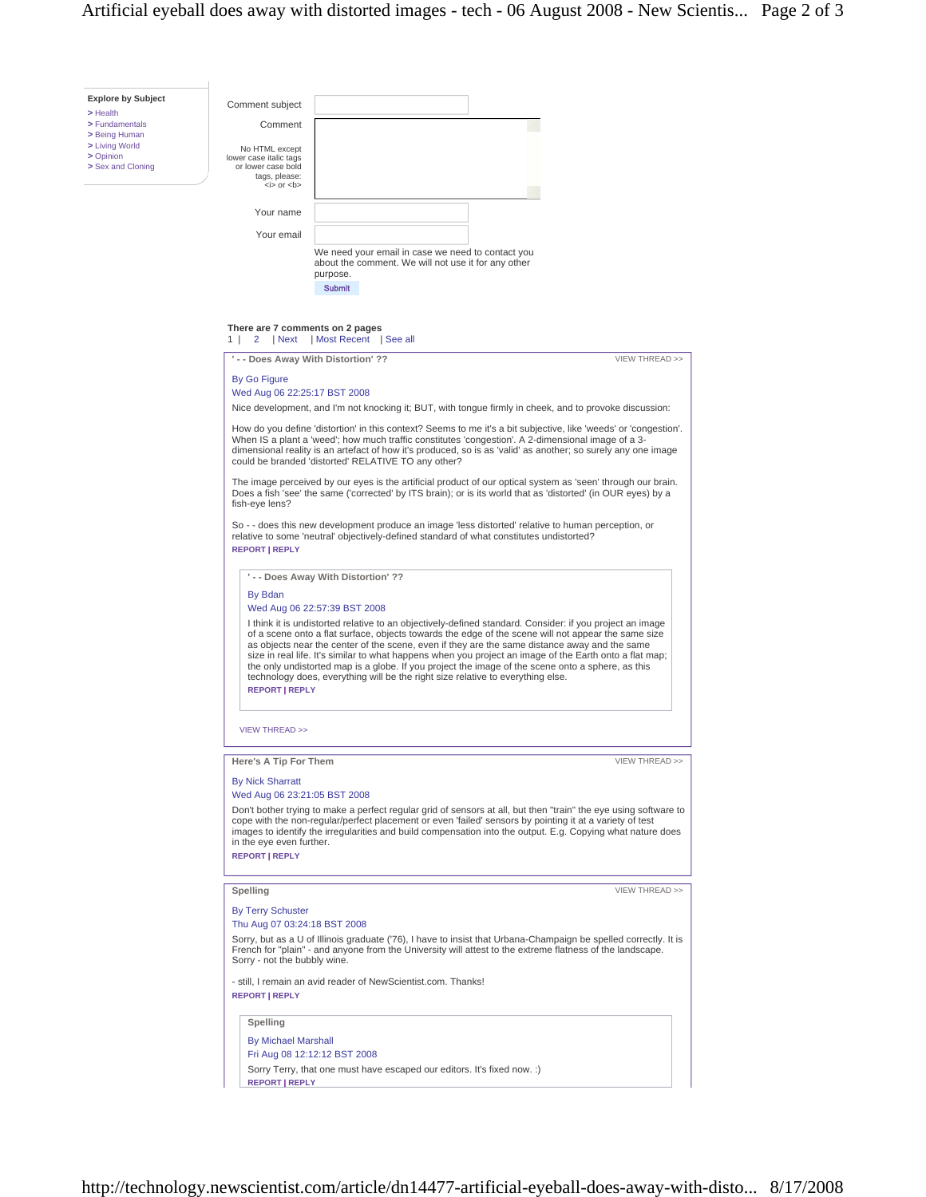**Explore by Subject**

- > Health
- > Fundamentals
- > Being Human
- > Living World
- > Opinion
- > Sex and Cloning

Comment subject

Comment

No HTML except lower case italic tags or lower case bold tags, please: <i> or <b>

Your name

Your email

We need your email in case we need to contact you about the comment. We will not use it for any other purpose.

Submit

**There are 7 comments on 2 pages**

1 | 2 | Next | Most Recent | See all

**' - - Does Away With Distortion' ??** VIEW THREAD >>

By Go Figure

Wed Aug 06 22:25:17 BST 2008

Nice development, and I'm not knocking it; BUT, with tongue firmly in cheek, and to provoke discussion:

How do you define 'distortion' in this context? Seems to me it's a bit subjective, like 'weeds' or 'congestion'. When IS a plant a 'weed'; how much traffic constitutes 'congestion'. A 2-dimensional image of a 3-dimensional reality is an artefact of how it's produced, so is as 'valid' as another; so surely any one image could be branded 'distorted' RELATIVE TO any other?

The image perceived by our eyes is the artificial product of our optical system as 'seen' through our brain. Does a fish 'see' the same ('corrected' by ITS brain); or is its world that as 'distorted' (in OUR eyes) by a fish-eye lens?

So - - does this new development produce an image 'less distorted' relative to human perception, or relative to some 'neutral' objectively-defined standard of what constitutes undistorted?

**REPORT | REPLY**

> **' - - Does Away With Distortion' ??**
>
> By Bdan
>
> Wed Aug 06 22:57:39 BST 2008
>
> I think it is undistorted relative to an objectively-defined standard. Consider: if you project an image of a scene onto a flat surface, objects towards the edge of the scene will not appear the same size as objects near the center of the scene, even if they are the same distance away and the same size in real life. It's similar to what happens when you project an image of the Earth onto a flat map; the only undistorted map is a globe. If you project the image of the scene onto a sphere, as this technology does, everything will be the right size relative to everything else.
>
> **REPORT | REPLY**

VIEW THREAD >>

**Here's A Tip For Them** VIEW THREAD >>

By Nick Sharratt

Wed Aug 06 23:21:05 BST 2008

Don't bother trying to make a perfect regular grid of sensors at all, but then "train" the eye using software to cope with the non-regular/perfect placement or even 'failed' sensors by pointing it at a variety of test images to identify the irregularities and build compensation into the output. E.g. Copying what nature does in the eye even further.

**REPORT | REPLY**

**Spelling** VIEW THREAD >>

By Terry Schuster

Thu Aug 07 03:24:18 BST 2008

Sorry, but as a U of Illinois graduate ('76), I have to insist that Urbana-Champaign be spelled correctly. It is French for "plain" - and anyone from the University will attest to the extreme flatness of the landscape. Sorry - not the bubbly wine.

- still, I remain an avid reader of NewScientist.com. Thanks!

**REPORT | REPLY**

> **Spelling**
>
> By Michael Marshall
>
> Fri Aug 08 12:12:12 BST 2008
>
> Sorry Terry, that one must have escaped our editors. It's fixed now. :)
>
> **REPORT | REPLY**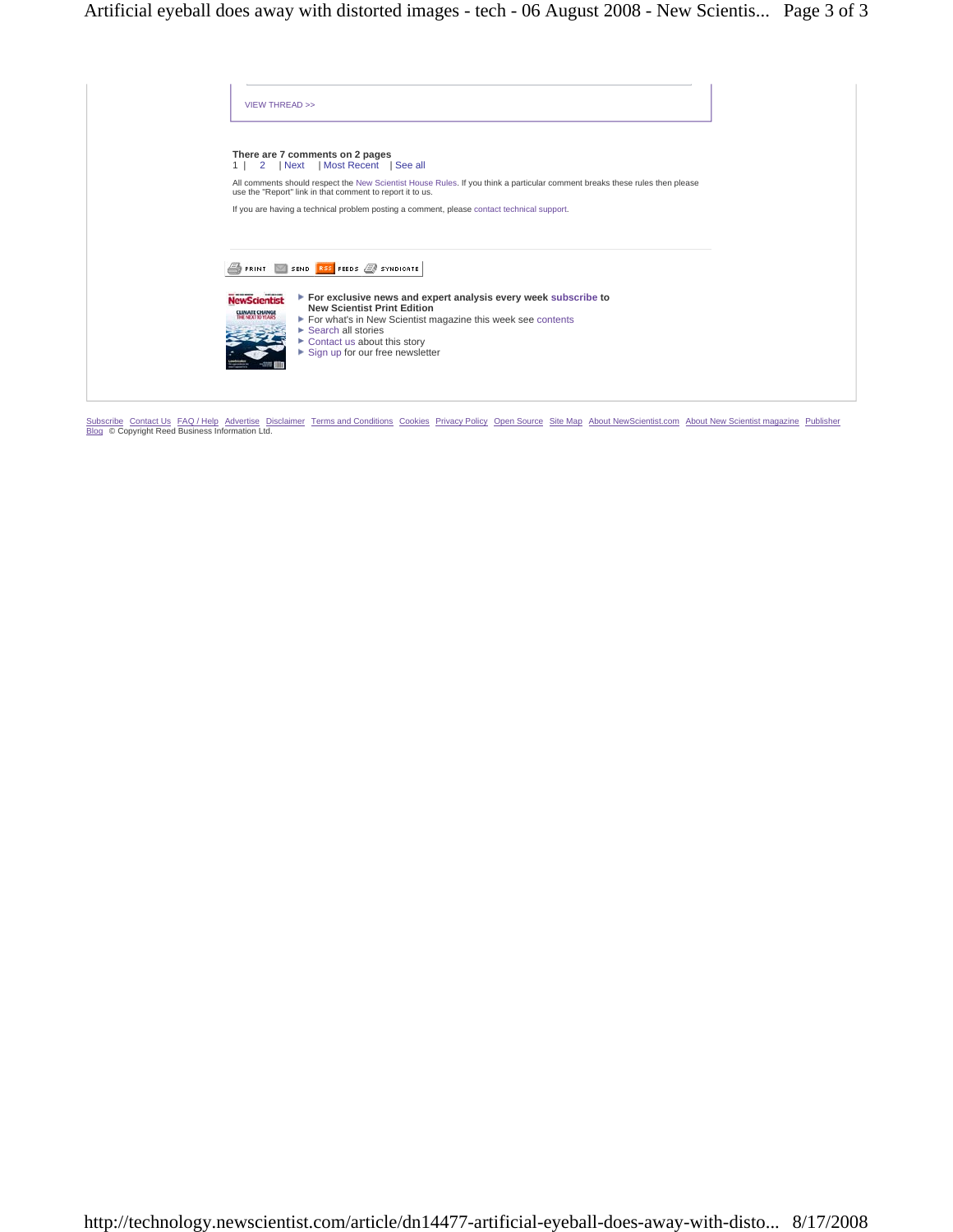VIEW THREAD >>

**There are 7 comments on 2 pages**

1 | 2 | Next | Most Recent | See all

All comments should respect the New Scientist House Rules. If you think a particular comment breaks these rules then please use the "Report" link in that comment to report it to us.

If you are having a technical problem posting a comment, please contact technical support.

PRINT SEND RSS FEEDS SYNDICATE

- **For exclusive news and expert analysis every week subscribe to New Scientist Print Edition**
- For what's in New Scientist magazine this week see contents
- Search all stories
- Contact us about this story
- Sign up for our free newsletter

Subscribe Contact Us FAQ / Help Advertise Disclaimer Terms and Conditions Cookies Privacy Policy Open Source Site Map About NewScientist.com About New Scientist magazine Publisher Blog © Copyright Reed Business Information Ltd.